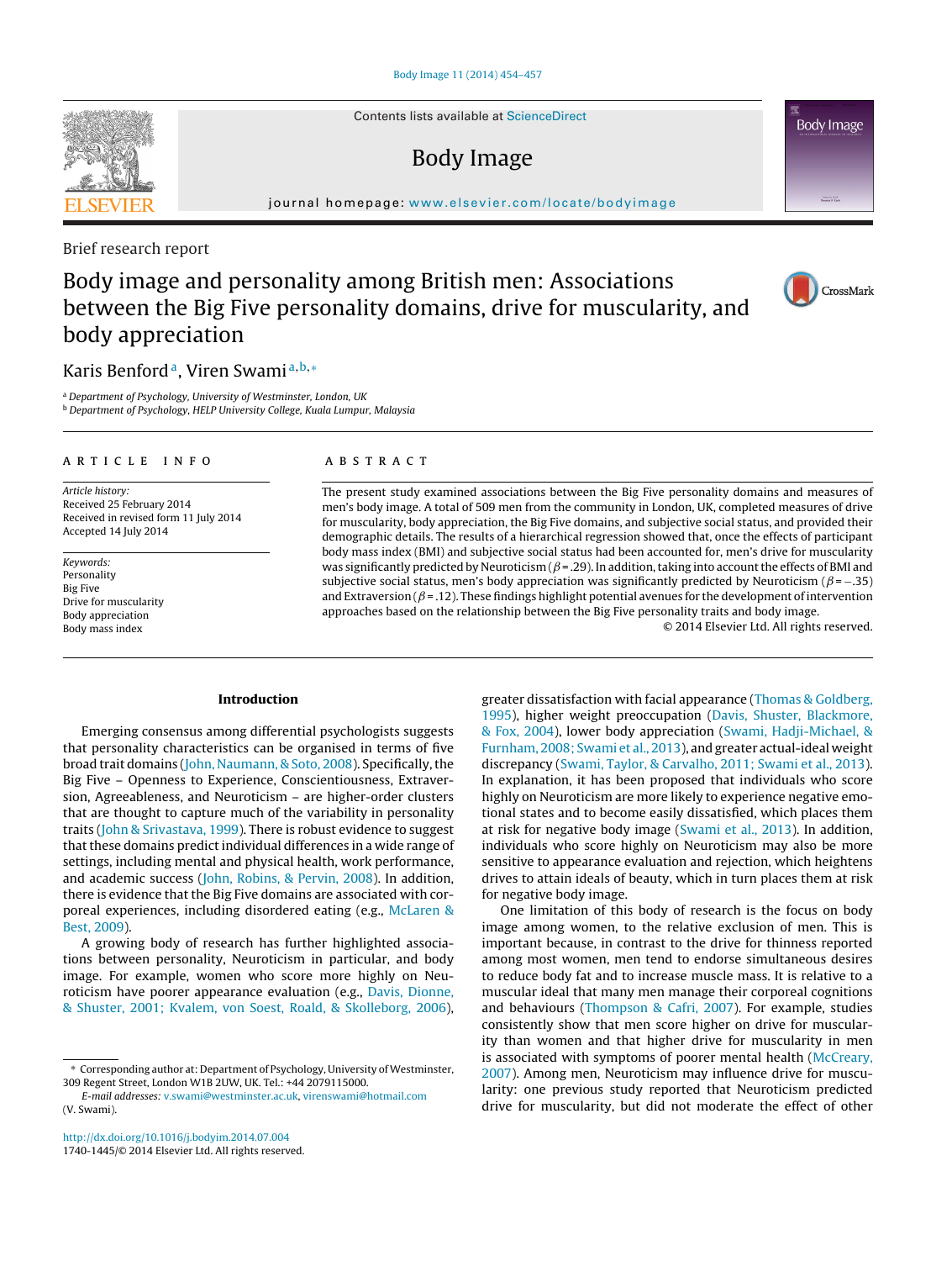Brief research report

# Body image and personality among British men: Associations between the Big Five personality domains, drive for muscularity, and body appreciation

Karis Benford[a], Viren Swami[a,b,*]

[a] Department of Psychology, University of Westminster, London, UK
[b] Department of Psychology, HELP University College, Kuala Lumpur, Malaysia

## ARTICLE INFO

*Article history:*
Received 25 February 2014
Received in revised form 11 July 2014
Accepted 14 July 2014

*Keywords:*
Personality
Big Five
Drive for muscularity
Body appreciation
Body mass index

## ABSTRACT

The present study examined associations between the Big Five personality domains and measures of men's body image. A total of 509 men from the community in London, UK, completed measures of drive for muscularity, body appreciation, the Big Five domains, and subjective social status, and provided their demographic details. The results of a hierarchical regression showed that, once the effects of participant body mass index (BMI) and subjective social status had been accounted for, men's drive for muscularity was significantly predicted by Neuroticism ($\beta$ = .29). In addition, taking into account the effects of BMI and subjective social status, men's body appreciation was significantly predicted by Neuroticism ($\beta$ = −.35) and Extraversion ($\beta$ = .12). These findings highlight potential avenues for the development of intervention approaches based on the relationship between the Big Five personality traits and body image.

© 2014 Elsevier Ltd. All rights reserved.

## Introduction

Emerging consensus among differential psychologists suggests that personality characteristics can be organised in terms of five broad trait domains (John, Naumann, & Soto, 2008). Specifically, the Big Five – Openness to Experience, Conscientiousness, Extraversion, Agreeableness, and Neuroticism – are higher-order clusters that are thought to capture much of the variability in personality traits (John & Srivastava, 1999). There is robust evidence to suggest that these domains predict individual differences in a wide range of settings, including mental and physical health, work performance, and academic success (John, Robins, & Pervin, 2008). In addition, there is evidence that the Big Five domains are associated with corporeal experiences, including disordered eating (e.g., McLaren & Best, 2009).

A growing body of research has further highlighted associations between personality, Neuroticism in particular, and body image. For example, women who score more highly on Neuroticism have poorer appearance evaluation (e.g., Davis, Dionne, & Shuster, 2001; Kvalem, von Soest, Roald, & Skolleborg, 2006), greater dissatisfaction with facial appearance (Thomas & Goldberg, 1995), higher weight preoccupation (Davis, Shuster, Blackmore, & Fox, 2004), lower body appreciation (Swami, Hadji-Michael, & Furnham, 2008; Swami et al., 2013), and greater actual-ideal weight discrepancy (Swami, Taylor, & Carvalho, 2011; Swami et al., 2013). In explanation, it has been proposed that individuals who score highly on Neuroticism are more likely to experience negative emotional states and to become easily dissatisfied, which places them at risk for negative body image (Swami et al., 2013). In addition, individuals who score highly on Neuroticism may also be more sensitive to appearance evaluation and rejection, which heightens drives to attain ideals of beauty, which in turn places them at risk for negative body image.

One limitation of this body of research is the focus on body image among women, to the relative exclusion of men. This is important because, in contrast to the drive for thinness reported among most women, men tend to endorse simultaneous desires to reduce body fat and to increase muscle mass. It is relative to a muscular ideal that many men manage their corporeal cognitions and behaviours (Thompson & Cafri, 2007). For example, studies consistently show that men score higher on drive for muscularity than women and that higher drive for muscularity in men is associated with symptoms of poorer mental health (McCreary, 2007). Among men, Neuroticism may influence drive for muscularity: one previous study reported that Neuroticism predicted drive for muscularity, but did not moderate the effect of other

---

* Corresponding author at: Department of Psychology, University of Westminster, 309 Regent Street, London W1B 2UW, UK. Tel.: +44 2079115000.
*E-mail addresses:* v.swami@westminster.ac.uk, virenswami@hotmail.com (V. Swami).

http://dx.doi.org/10.1016/j.bodyim.2014.07.004
1740-1445/© 2014 Elsevier Ltd. All rights reserved.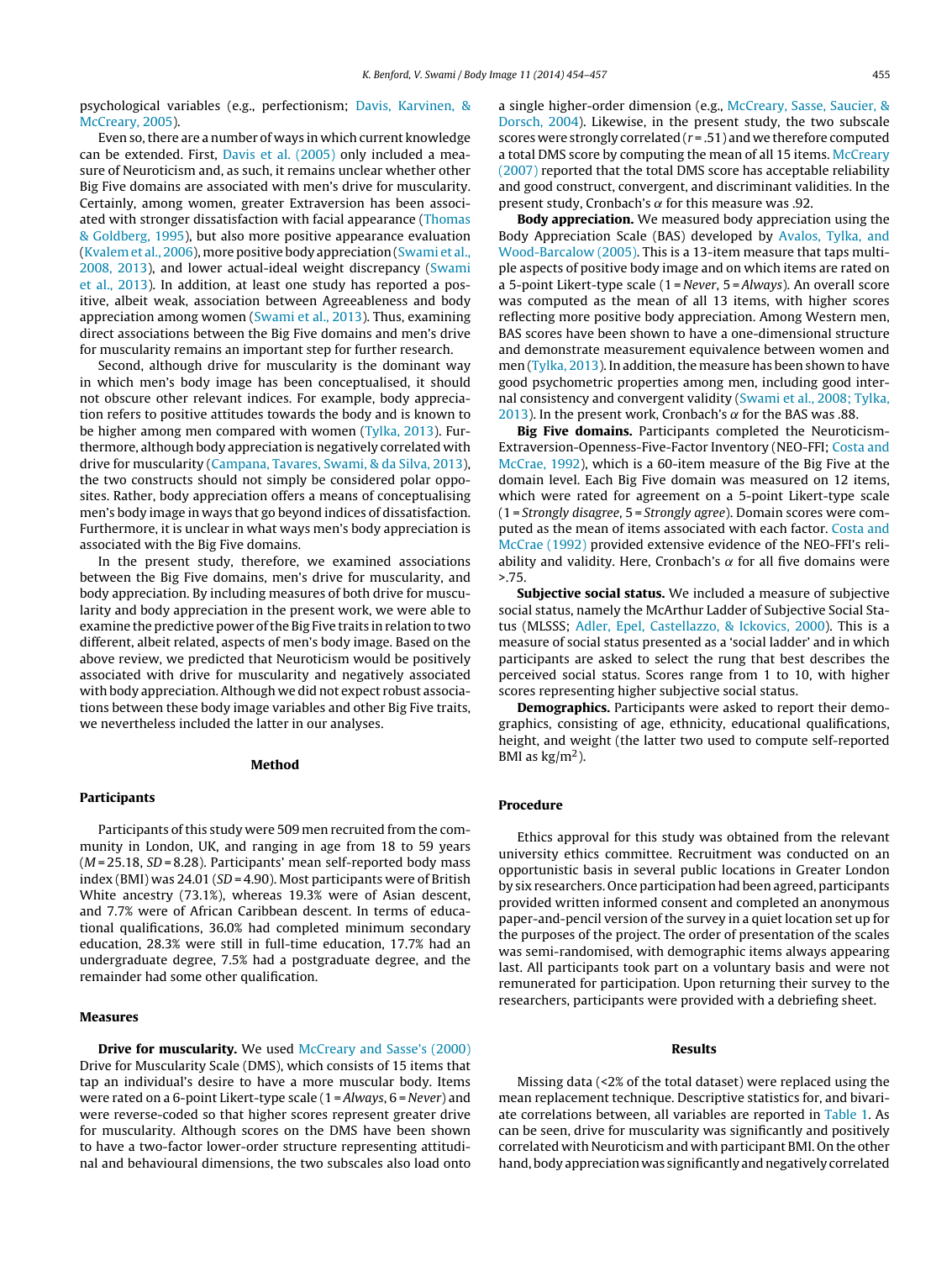psychological variables (e.g., perfectionism; Davis, Karvinen, & McCreary, 2005).

Even so, there are a number of ways in which current knowledge can be extended. First, Davis et al. (2005) only included a measure of Neuroticism and, as such, it remains unclear whether other Big Five domains are associated with men's drive for muscularity. Certainly, among women, greater Extraversion has been associated with stronger dissatisfaction with facial appearance (Thomas & Goldberg, 1995), but also more positive appearance evaluation (Kvalem et al., 2006), more positive body appreciation (Swami et al., 2008, 2013), and lower actual-ideal weight discrepancy (Swami et al., 2013). In addition, at least one study has reported a positive, albeit weak, association between Agreeableness and body appreciation among women (Swami et al., 2013). Thus, examining direct associations between the Big Five domains and men's drive for muscularity remains an important step for further research.

Second, although drive for muscularity is the dominant way in which men's body image has been conceptualised, it should not obscure other relevant indices. For example, body appreciation refers to positive attitudes towards the body and is known to be higher among men compared with women (Tylka, 2013). Furthermore, although body appreciation is negatively correlated with drive for muscularity (Campana, Tavares, Swami, & da Silva, 2013), the two constructs should not simply be considered polar opposites. Rather, body appreciation offers a means of conceptualising men's body image in ways that go beyond indices of dissatisfaction. Furthermore, it is unclear in what ways men's body appreciation is associated with the Big Five domains.

In the present study, therefore, we examined associations between the Big Five domains, men's drive for muscularity, and body appreciation. By including measures of both drive for muscularity and body appreciation in the present work, we were able to examine the predictive power of the Big Five traits in relation to two different, albeit related, aspects of men's body image. Based on the above review, we predicted that Neuroticism would be positively associated with drive for muscularity and negatively associated with body appreciation. Although we did not expect robust associations between these body image variables and other Big Five traits, we nevertheless included the latter in our analyses.

## Method

### Participants

Participants of this study were 509 men recruited from the community in London, UK, and ranging in age from 18 to 59 years ($M$ = 25.18, $SD$ = 8.28). Participants' mean self-reported body mass index (BMI) was 24.01 ($SD$ = 4.90). Most participants were of British White ancestry (73.1%), whereas 19.3% were of Asian descent, and 7.7% were of African Caribbean descent. In terms of educational qualifications, 36.0% had completed minimum secondary education, 28.3% were still in full-time education, 17.7% had an undergraduate degree, 7.5% had a postgraduate degree, and the remainder had some other qualification.

### Measures

**Drive for muscularity.** We used McCreary and Sasse's (2000) Drive for Muscularity Scale (DMS), which consists of 15 items that tap an individual's desire to have a more muscular body. Items were rated on a 6-point Likert-type scale (1 = *Always*, 6 = *Never*) and were reverse-coded so that higher scores represent greater drive for muscularity. Although scores on the DMS have been shown to have a two-factor lower-order structure representing attitudinal and behavioural dimensions, the two subscales also load onto a single higher-order dimension (e.g., McCreary, Sasse, Saucier, & Dorsch, 2004). Likewise, in the present study, the two subscale scores were strongly correlated ($r$ = .51) and we therefore computed a total DMS score by computing the mean of all 15 items. McCreary (2007) reported that the total DMS score has acceptable reliability and good construct, convergent, and discriminant validities. In the present study, Cronbach's $\alpha$ for this measure was .92.

**Body appreciation.** We measured body appreciation using the Body Appreciation Scale (BAS) developed by Avalos, Tylka, and Wood-Barcalow (2005). This is a 13-item measure that taps multiple aspects of positive body image and on which items are rated on a 5-point Likert-type scale (1 = *Never*, 5 = *Always*). An overall score was computed as the mean of all 13 items, with higher scores reflecting more positive body appreciation. Among Western men, BAS scores have been shown to have a one-dimensional structure and demonstrate measurement equivalence between women and men (Tylka, 2013). In addition, the measure has been shown to have good psychometric properties among men, including good internal consistency and convergent validity (Swami et al., 2008; Tylka, 2013). In the present work, Cronbach's $\alpha$ for the BAS was .88.

**Big Five domains.** Participants completed the Neuroticism-Extraversion-Openness-Five-Factor Inventory (NEO-FFI; Costa and McCrae, 1992), which is a 60-item measure of the Big Five at the domain level. Each Big Five domain was measured on 12 items, which were rated for agreement on a 5-point Likert-type scale (1 = *Strongly disagree*, 5 = *Strongly agree*). Domain scores were computed as the mean of items associated with each factor. Costa and McCrae (1992) provided extensive evidence of the NEO-FFI's reliability and validity. Here, Cronbach's $\alpha$ for all five domains were >.75.

**Subjective social status.** We included a measure of subjective social status, namely the McArthur Ladder of Subjective Social Status (MLSSS; Adler, Epel, Castellazzo, & Ickovics, 2000). This is a measure of social status presented as a 'social ladder' and in which participants are asked to select the rung that best describes the perceived social status. Scores range from 1 to 10, with higher scores representing higher subjective social status.

**Demographics.** Participants were asked to report their demographics, consisting of age, ethnicity, educational qualifications, height, and weight (the latter two used to compute self-reported BMI as kg/m$^2$).

### Procedure

Ethics approval for this study was obtained from the relevant university ethics committee. Recruitment was conducted on an opportunistic basis in several public locations in Greater London by six researchers. Once participation had been agreed, participants provided written informed consent and completed an anonymous paper-and-pencil version of the survey in a quiet location set up for the purposes of the project. The order of presentation of the scales was semi-randomised, with demographic items always appearing last. All participants took part on a voluntary basis and were not remunerated for participation. Upon returning their survey to the researchers, participants were provided with a debriefing sheet.

## Results

Missing data (<2% of the total dataset) were replaced using the mean replacement technique. Descriptive statistics for, and bivariate correlations between, all variables are reported in Table 1. As can be seen, drive for muscularity was significantly and positively correlated with Neuroticism and with participant BMI. On the other hand, body appreciation was significantly and negatively correlated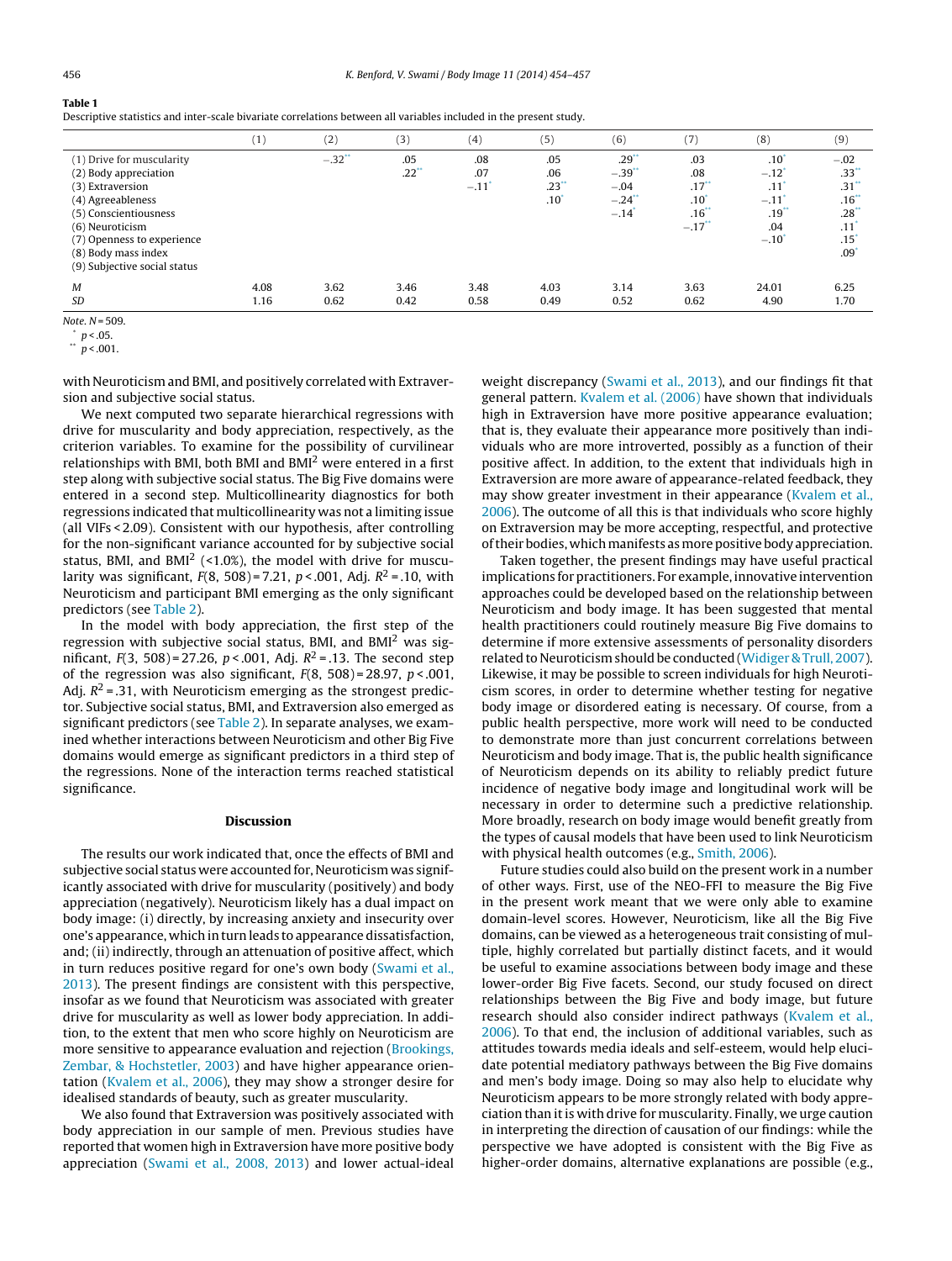**Table 1**
Descriptive statistics and inter-scale bivariate correlations between all variables included in the present study.

| | (1) | (2) | (3) | (4) | (5) | (6) | (7) | (8) | (9) |
|---|---|---|---|---|---|---|---|---|---|
| (1) Drive for muscularity | | −.32** | .05 | .08 | .05 | .29** | .03 | .10* | −.02 |
| (2) Body appreciation | | | .22** | .07 | .06 | −.39** | .08 | −.12* | .33** |
| (3) Extraversion | | | | −.11* | .23** | −.04 | .17** | .11* | .31** |
| (4) Agreeableness | | | | | .10* | −.24** | .10* | −.11* | .16** |
| (5) Conscientiousness | | | | | | −.14* | .16** | .19** | .28** |
| (6) Neuroticism | | | | | | | −.17** | .04 | .11* |
| (7) Openness to experience | | | | | | | | −.10* | .15* |
| (8) Body mass index | | | | | | | | | .09* |
| (9) Subjective social status | | | | | | | | | |
| *M* | 4.08 | 3.62 | 3.46 | 3.48 | 4.03 | 3.14 | 3.63 | 24.01 | 6.25 |
| *SD* | 1.16 | 0.62 | 0.42 | 0.58 | 0.49 | 0.52 | 0.62 | 4.90 | 1.70 |

*Note.* $N = 509$.
\* $p < .05$.
\*\* $p < .001$.

with Neuroticism and BMI, and positively correlated with Extraversion and subjective social status.

We next computed two separate hierarchical regressions with drive for muscularity and body appreciation, respectively, as the criterion variables. To examine for the possibility of curvilinear relationships with BMI, both BMI and BMI$^2$ were entered in a first step along with subjective social status. The Big Five domains were entered in a second step. Multicollinearity diagnostics for both regressions indicated that multicollinearity was not a limiting issue (all VIFs < 2.09). Consistent with our hypothesis, after controlling for the non-significant variance accounted for by subjective social status, BMI, and BMI$^2$ (<1.0%), the model with drive for muscularity was significant, $F(8, 508) = 7.21$, $p < .001$, Adj. $R^2 = .10$, with Neuroticism and participant BMI emerging as the only significant predictors (see Table 2).

In the model with body appreciation, the first step of the regression with subjective social status, BMI, and BMI$^2$ was significant, $F(3, 508) = 27.26$, $p < .001$, Adj. $R^2 = .13$. The second step of the regression was also significant, $F(8, 508) = 28.97$, $p < .001$, Adj. $R^2 = .31$, with Neuroticism emerging as the strongest predictor. Subjective social status, BMI, and Extraversion also emerged as significant predictors (see Table 2). In separate analyses, we examined whether interactions between Neuroticism and other Big Five domains would emerge as significant predictors in a third step of the regressions. None of the interaction terms reached statistical significance.

## Discussion

The results our work indicated that, once the effects of BMI and subjective social status were accounted for, Neuroticism was significantly associated with drive for muscularity (positively) and body appreciation (negatively). Neuroticism likely has a dual impact on body image: (i) directly, by increasing anxiety and insecurity over one's appearance, which in turn leads to appearance dissatisfaction, and; (ii) indirectly, through an attenuation of positive affect, which in turn reduces positive regard for one's own body (Swami et al., 2013). The present findings are consistent with this perspective, insofar as we found that Neuroticism was associated with greater drive for muscularity as well as lower body appreciation. In addition, to the extent that men who score highly on Neuroticism are more sensitive to appearance evaluation and rejection (Brookings, Zembar, & Hochstetler, 2003) and have higher appearance orientation (Kvalem et al., 2006), they may show a stronger desire for idealised standards of beauty, such as greater muscularity.

We also found that Extraversion was positively associated with body appreciation in our sample of men. Previous studies have reported that women high in Extraversion have more positive body appreciation (Swami et al., 2008, 2013) and lower actual-ideal weight discrepancy (Swami et al., 2013), and our findings fit that general pattern. Kvalem et al. (2006) have shown that individuals high in Extraversion have more positive appearance evaluation; that is, they evaluate their appearance more positively than individuals who are more introverted, possibly as a function of their positive affect. In addition, to the extent that individuals high in Extraversion are more aware of appearance-related feedback, they may show greater investment in their appearance (Kvalem et al., 2006). The outcome of all this is that individuals who score highly on Extraversion may be more accepting, respectful, and protective of their bodies, which manifests as more positive body appreciation.

Taken together, the present findings may have useful practical implications for practitioners. For example, innovative intervention approaches could be developed based on the relationship between Neuroticism and body image. It has been suggested that mental health practitioners could routinely measure Big Five domains to determine if more extensive assessments of personality disorders related to Neuroticism should be conducted (Widiger & Trull, 2007). Likewise, it may be possible to screen individuals for high Neuroticism scores, in order to determine whether testing for negative body image or disordered eating is necessary. Of course, from a public health perspective, more work will need to be conducted to demonstrate more than just concurrent correlations between Neuroticism and body image. That is, the public health significance of Neuroticism depends on its ability to reliably predict future incidence of negative body image and longitudinal work will be necessary in order to determine such a predictive relationship. More broadly, research on body image would benefit greatly from the types of causal models that have been used to link Neuroticism with physical health outcomes (e.g., Smith, 2006).

Future studies could also build on the present work in a number of other ways. First, use of the NEO-FFI to measure the Big Five in the present work meant that we were only able to examine domain-level scores. However, Neuroticism, like all the Big Five domains, can be viewed as a heterogeneous trait consisting of multiple, highly correlated but partially distinct facets, and it would be useful to examine associations between body image and these lower-order Big Five facets. Second, our study focused on direct relationships between the Big Five and body image, but future research should also consider indirect pathways (Kvalem et al., 2006). To that end, the inclusion of additional variables, such as attitudes towards media ideals and self-esteem, would help elucidate potential mediatory pathways between the Big Five domains and men's body image. Doing so may also help to elucidate why Neuroticism appears to be more strongly related with body appreciation than it is with drive for muscularity. Finally, we urge caution in interpreting the direction of causation of our findings: while the perspective we have adopted is consistent with the Big Five as higher-order domains, alternative explanations are possible (e.g.,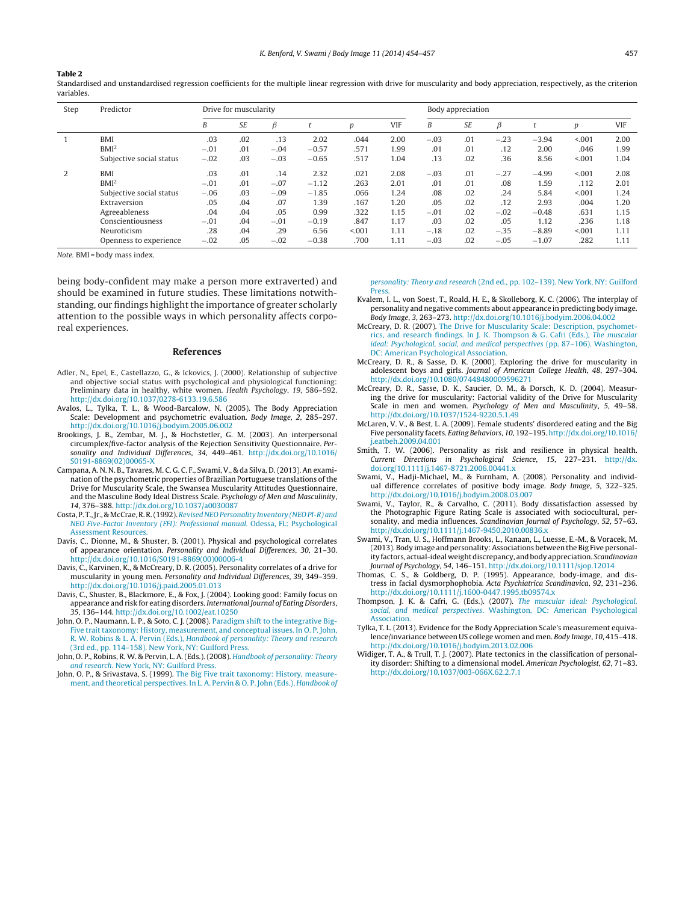**Table 2**
Standardised and unstandardised regression coefficients for the multiple linear regression with drive for muscularity and body appreciation, respectively, as the criterion variables.

| Step | Predictor | Drive for muscularity | | | | | | Body appreciation | | | | | |
|---|---|---|---|---|---|---|---|---|---|---|---|---|---|
| | | *B* | *SE* | *β* | *t* | *p* | VIF | *B* | *SE* | *β* | *t* | *p* | VIF |
| 1 | BMI | .03 | .02 | .13 | 2.02 | .044 | 2.00 | −.03 | .01 | −.23 | −3.94 | <.001 | 2.00 |
| | BMI² | −.01 | .01 | −.04 | −0.57 | .571 | 1.99 | .01 | .01 | .12 | 2.00 | .046 | 1.99 |
| | Subjective social status | −.02 | .03 | −.03 | −0.65 | .517 | 1.04 | .13 | .02 | .36 | 8.56 | <.001 | 1.04 |
| 2 | BMI | .03 | .01 | .14 | 2.32 | .021 | 2.08 | −.03 | .01 | −.27 | −4.99 | <.001 | 2.08 |
| | BMI² | −.01 | .01 | −.07 | −1.12 | .263 | 2.01 | .01 | .01 | .08 | 1.59 | .112 | 2.01 |
| | Subjective social status | −.06 | .03 | −.09 | −1.85 | .066 | 1.24 | .08 | .02 | .24 | 5.84 | <.001 | 1.24 |
| | Extraversion | .05 | .04 | .07 | 1.39 | .167 | 1.20 | .05 | .02 | .12 | 2.93 | .004 | 1.20 |
| | Agreeableness | .04 | .04 | .05 | 0.99 | .322 | 1.15 | −.01 | .02 | −.02 | −0.48 | .631 | 1.15 |
| | Conscientiousness | −.01 | .04 | −.01 | −0.19 | .847 | 1.17 | .03 | .02 | .05 | 1.12 | .236 | 1.18 |
| | Neuroticism | .28 | .04 | .29 | 6.56 | <.001 | 1.11 | −.18 | .02 | −.35 | −8.89 | <.001 | 1.11 |
| | Openness to experience | −.02 | .05 | −.02 | −0.38 | .700 | 1.11 | −.03 | .02 | −.05 | −1.07 | .282 | 1.11 |

*Note.* BMI = body mass index.

being body-confident may make a person more extraverted) and should be examined in future studies. These limitations notwithstanding, our findings highlight the importance of greater scholarly attention to the possible ways in which personality affects corporeal experiences.

## References

Adler, N., Epel, E., Castellazzo, G., & Ickovics, J. (2000). Relationship of subjective and objective social status with psychological and physiological functioning: Preliminary data in healthy, white women. *Health Psychology*, *19*, 586–592. http://dx.doi.org/10.1037/0278-6133.19.6.586

Avalos, L., Tylka, T. L., & Wood-Barcalow, N. (2005). The Body Appreciation Scale: Development and psychometric evaluation. *Body Image*, *2*, 285–297. http://dx.doi.org/10.1016/j.bodyim.2005.06.002

Brookings, J. B., Zembar, M. J., & Hochstetler, G. M. (2003). An interpersonal circumplex/five-factor analysis of the Rejection Sensitivity Questionnaire. *Personality and Individual Differences*, *34*, 449–461. http://dx.doi.org/10.1016/S0191-8869(02)00065-X

Campana, A. N. N. B., Tavares, M. C. G. C. F., Swami, V., & da Silva, D. (2013). An examination of the psychometric properties of Brazilian Portuguese translations of the Drive for Muscularity Scale, the Swansea Muscularity Attitudes Questionnaire, and the Masculine Body Ideal Distress Scale. *Psychology of Men and Masculinity*, *14*, 376–388. http://dx.doi.org/10.1037/a0030087

Costa, P. T., Jr., & McCrae, R. R. (1992). *Revised NEO Personality Inventory (NEO PI-R) and NEO Five-Factor Inventory (FFI): Professional manual*. Odessa, FL: Psychological Assessment Resources.

Davis, C., Dionne, M., & Shuster, B. (2001). Physical and psychological correlates of appearance orientation. *Personality and Individual Differences*, *30*, 21–30. http://dx.doi.org/10.1016/S0191-8869(00)00006-4

Davis, C., Karvinen, K., & McCreary, D. R. (2005). Personality correlates of a drive for muscularity in young men. *Personality and Individual Differences*, *39*, 349–359. http://dx.doi.org/10.1016/j.paid.2005.01.013

Davis, C., Shuster, B., Blackmore, E., & Fox, J. (2004). Looking good: Family focus on appearance and risk for eating disorders. *International Journal of Eating Disorders*, *35*, 136–144. http://dx.doi.org/10.1002/eat.10250

John, O. P., Naumann, L. P., & Soto, C. J. (2008). Paradigm shift to the integrative Big-Five trait taxonomy: History, measurement, and conceptual issues. In O. P. John, R. W. Robins & L. A. Pervin (Eds.), *Handbook of personality: Theory and research* (3rd ed., pp. 114–158). New York, NY: Guilford Press.

John, O. P., Robins, R. W. & Pervin, L. A. (Eds.). (2008). *Handbook of personality: Theory and research*. New York, NY: Guilford Press.

John, O. P., & Srivastava, S. (1999). The Big Five trait taxonomy: History, measurement, and theoretical perspectives. In L. A. Pervin & O. P. John (Eds.), *Handbook of personality: Theory and research* (2nd ed., pp. 102–139). New York, NY: Guilford Press.

Kvalem, I. L., von Soest, T., Roald, H. E., & Skolleborg, K. C. (2006). The interplay of personality and negative comments about appearance in predicting body image. *Body Image*, *3*, 263–273. http://dx.doi.org/10.1016/j.bodyim.2006.04.002

McCreary, D. R. (2007). The Drive for Muscularity Scale: Description, psychometrics, and research findings. In J. K. Thompson & G. Cafri (Eds.), *The muscular ideal: Psychological, social, and medical perspectives* (pp. 87–106). Washington, DC: American Psychological Association.

McCreary, D. R., & Sasse, D. K. (2000). Exploring the drive for muscularity in adolescent boys and girls. *Journal of American College Health*, *48*, 297–304. http://dx.doi.org/10.1080/07448480009596271

McCreary, D. R., Sasse, D. K., Saucier, D. M., & Dorsch, K. D. (2004). Measuring the drive for muscularity: Factorial validity of the Drive for Muscularity Scale in men and women. *Psychology of Men and Masculinity*, *5*, 49–58. http://dx.doi.org/10.1037/1524-9220.5.1.49

McLaren, V. V., & Best, L. A. (2009). Female students' disordered eating and the Big Five personality facets. *Eating Behaviors*, *10*, 192–195. http://dx.doi.org/10.1016/j.eatbeh.2009.04.001

Smith, T. W. (2006). Personality as risk and resilience in physical health. *Current Directions in Psychological Science*, *15*, 227–231. http://dx.doi.org/10.1111/j.1467-8721.2006.00441.x

Swami, V., Hadji-Michael, M., & Furnham, A. (2008). Personality and individual difference correlates of positive body image. *Body Image*, *5*, 322–325. http://dx.doi.org/10.1016/j.bodyim.2008.03.007

Swami, V., Taylor, R., & Carvalho, C. (2011). Body dissatisfaction assessed by the Photographic Figure Rating Scale is associated with sociocultural, personality, and media influences. *Scandinavian Journal of Psychology*, *52*, 57–63. http://dx.doi.org/10.1111/j.1467-9450.2010.00836.x

Swami, V., Tran, U. S., Hoffmann Brooks, L., Kanaan, L., Luesse, E.-M., & Voracek, M. (2013). Body image and personality: Associations between the Big Five personality factors, actual-ideal weight discrepancy, and body appreciation. *Scandinavian Journal of Psychology*, *54*, 146–151. http://dx.doi.org/10.1111/sjop.12014

Thomas, C. S., & Goldberg, D. P. (1995). Appearance, body-image, and distress in facial dysmorphophobia. *Acta Psychiatrica Scandinavica*, *92*, 231–236. http://dx.doi.org/10.1111/j.1600-0447.1995.tb09574.x

Thompson, J. K. & Cafri, G. (Eds.). (2007). *The muscular ideal: Psychological, social, and medical perspectives*. Washington, DC: American Psychological Association.

Tylka, T. L. (2013). Evidence for the Body Appreciation Scale's measurement equivalence/invariance between US college women and men. *Body Image*, *10*, 415–418. http://dx.doi.org/10.1016/j.bodyim.2013.02.006

Widiger, T. A., & Trull, T. J. (2007). Plate tectonics in the classification of personality disorder: Shifting to a dimensional model. *American Psychologist*, *62*, 71–83. http://dx.doi.org/10.1037/003-066X.62.2.7.1